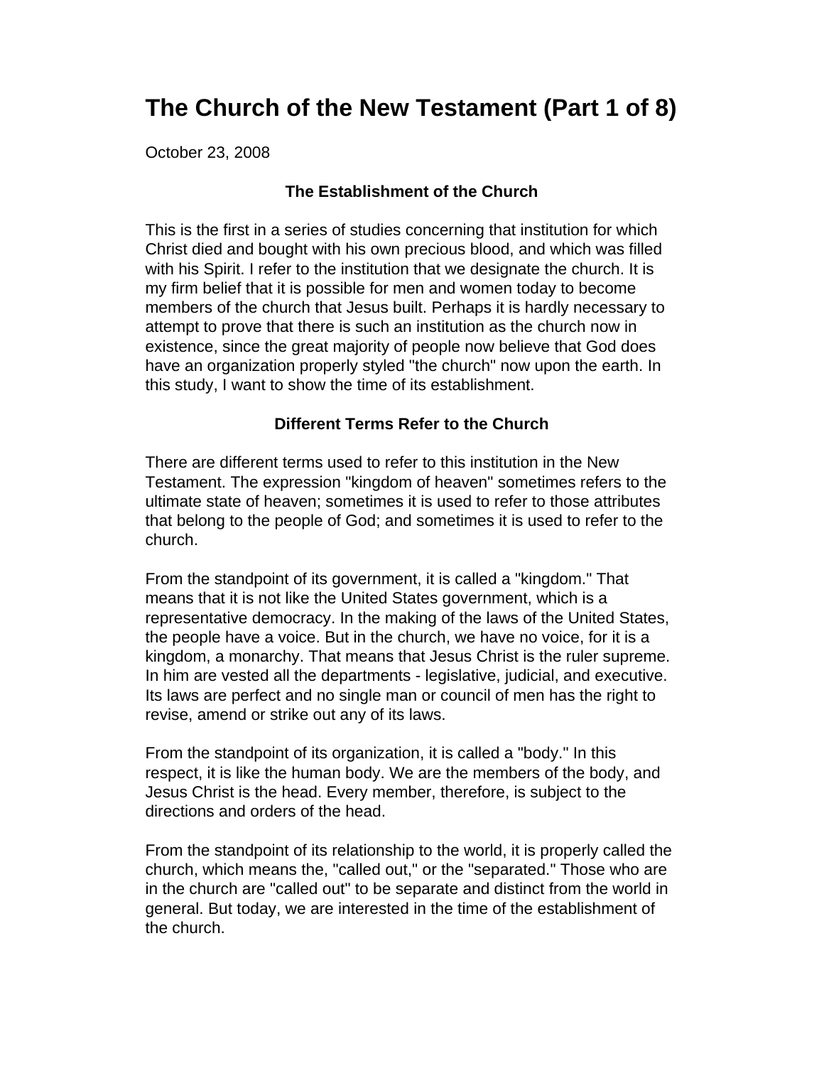# The Church of the New Testament (Part 1 of 8)

October 23, 2008

### The Establishment of the Church

This is the first in a series of studies concerning that institution for which Christ died and bought with his own precious blood, and which was filled with his Spirit. I refer to the institution that we designate the church. It is my firm belief that it is possible for men and women today to become members of the church that Jesus built. Perhaps it is hardly necessary to attempt to prove that there is such an institution as the church now in existence, since the great majority of people now believe that God does have an organization properly styled "the church" now upon the earth. In this study, I want to show the time of its establishment.

### Different Terms Refer to the Church

There are different terms used to refer to this institution in the New Testament. The expression "kingdom of heaven" sometimes refers to the ultimate state of heaven; sometimes it is used to refer to those attributes that belong to the people of God; and sometimes it is used to refer to the church.

From the standpoint of its government, it is called a "kingdom." That means that it is not like the United States government, which is a representative democracy. In the making of the laws of the United States, the people have a voice. But in the church, we have no voice, for it is a kingdom, a monarchy. That means that Jesus Christ is the ruler supreme. In him are vested all the departments - legislative, judicial, and executive. Its laws are perfect and no single man or council of men has the right to revise, amend or strike out any of its laws.

From the standpoint of its organization, it is called a "body." In this respect, it is like the human body. We are the members of the body, and Jesus Christ is the head. Every member, therefore, is subject to the directions and orders of the head.

From the standpoint of its relationship to the world, it is properly called the church, which means the, "called out," or the "separated." Those who are in the church are "called out" to be separate and distinct from the world in general. But today, we are interested in the time of the establishment of the church.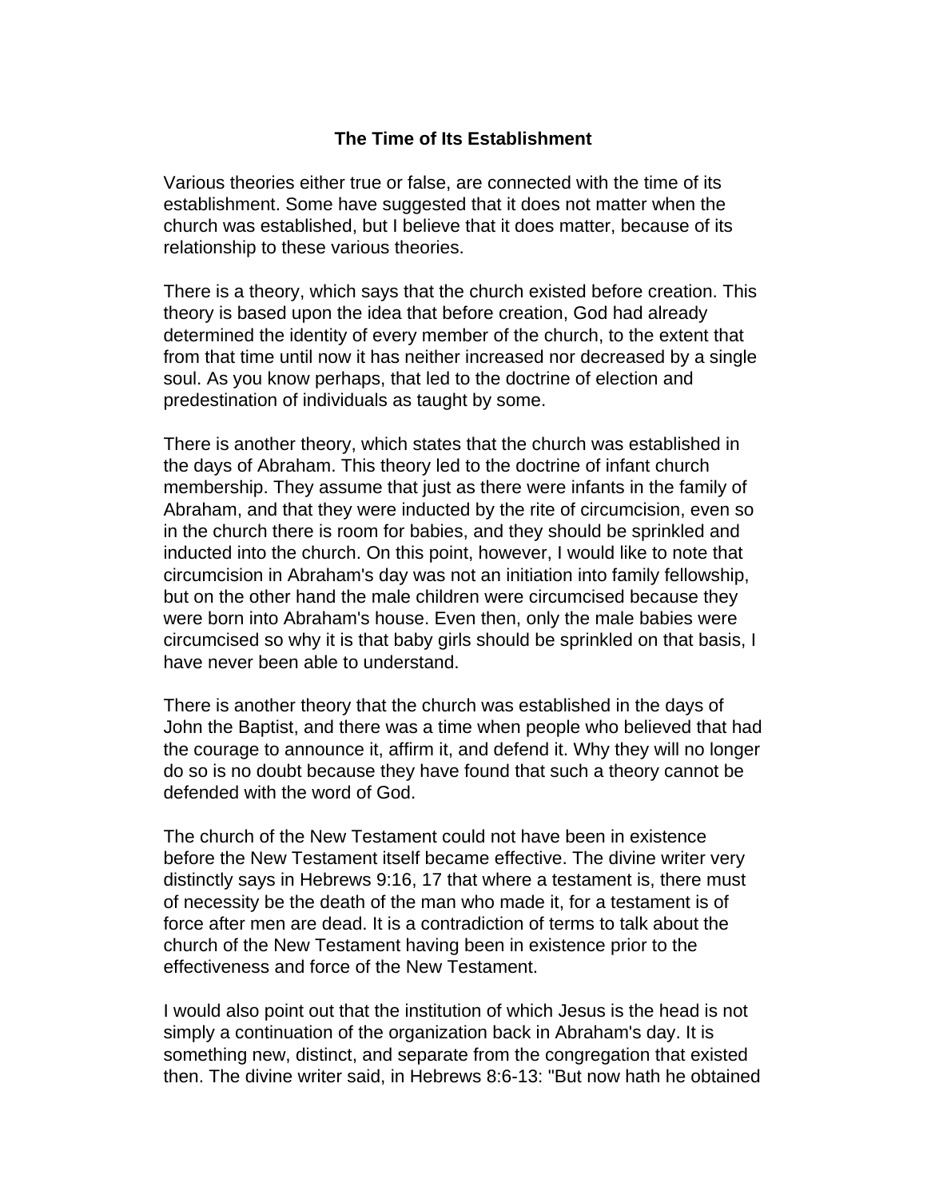## The Time of Its Establishment

Various theories either true or false, are connected with the time of its establishment. Some have suggested that it does not matter when the church was established, but I believe that it does matter, because of its relationship to these various theories.

There is a theory, which says that the church existed before creation. This theory is based upon the idea that before creation, God had already determined the identity of every member of the church, to the extent that from that time until now it has neither increased nor decreased by a single soul. As you know perhaps, that led to the doctrine of election and predestination of individuals as taught by some.

There is another theory, which states that the church was established in the days of Abraham. This theory led to the doctrine of infant church membership. They assume that just as there were infants in the family of Abraham, and that they were inducted by the rite of circumcision, even so in the church there is room for babies, and they should be sprinkled and inducted into the church. On this point, however, I would like to note that circumcision in Abraham's day was not an initiation into family fellowship, but on the other hand the male children were circumcised because they were born into Abraham's house. Even then, only the male babies were circumcised so why it is that baby girls should be sprinkled on that basis, I have never been able to understand.

There is another theory that the church was established in the days of John the Baptist, and there was a time when people who believed that had the courage to announce it, affirm it, and defend it. Why they will no longer do so is no doubt because they have found that such a theory cannot be defended with the word of God.

The church of the New Testament could not have been in existence before the New Testament itself became effective. The divine writer very distinctly says in Hebrews 9:16, 17 that where a testament is, there must of necessity be the death of the man who made it, for a testament is of force after men are dead. It is a contradiction of terms to talk about the church of the New Testament having been in existence prior to the effectiveness and force of the New Testament.

I would also point out that the institution of which Jesus is the head is not simply a continuation of the organization back in Abraham's day. It is something new, distinct, and separate from the congregation that existed then. The divine writer said, in Hebrews 8:6-13: "But now hath he obtained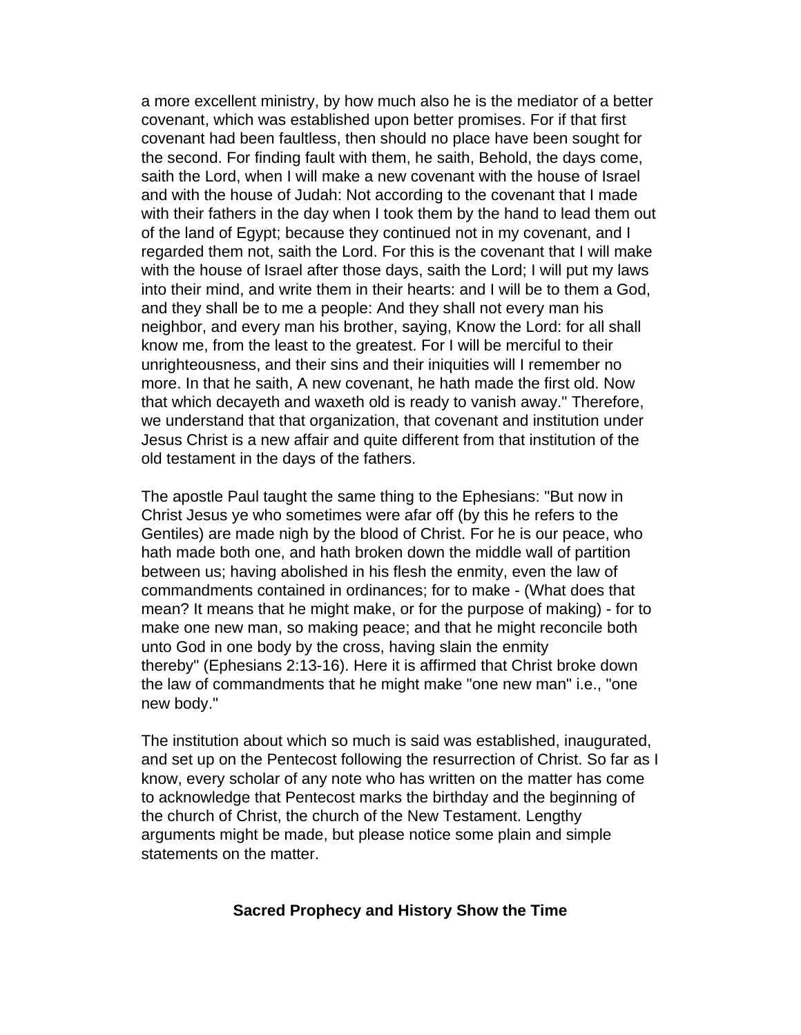a more excellent ministry, by how much also he is the mediator of a better covenant, which was established upon better promises. For if that first covenant had been faultless, then should no place have been sought for the second. For finding fault with them, he saith, Behold, the days come, saith the Lord, when I will make a new covenant with the house of Israel and with the house of Judah: Not according to the covenant that I made with their fathers in the day when I took them by the hand to lead them out of the land of Egypt; because they continued not in my covenant, and I regarded them not, saith the Lord. For this is the covenant that I will make with the house of Israel after those days, saith the Lord; I will put my laws into their mind, and write them in their hearts: and I will be to them a God, and they shall be to me a people: And they shall not every man his neighbor, and every man his brother, saying, Know the Lord: for all shall know me, from the least to the greatest. For I will be merciful to their unrighteousness, and their sins and their iniquities will I remember no more. In that he saith, A new covenant, he hath made the first old. Now that which decayeth and waxeth old is ready to vanish away." Therefore, we understand that that organization, that covenant and institution under Jesus Christ is a new affair and quite different from that institution of the old testament in the days of the fathers.

The apostle Paul taught the same thing to the Ephesians: "But now in Christ Jesus ye who sometimes were afar off (by this he refers to the Gentiles) are made nigh by the blood of Christ. For he is our peace, who hath made both one, and hath broken down the middle wall of partition between us; having abolished in his flesh the enmity, even the law of commandments contained in ordinances; for to make - (What does that mean? It means that he might make, or for the purpose of making) - for to make one new man, so making peace; and that he might reconcile both unto God in one body by the cross, having slain the enmity thereby" (Ephesians 2:13-16). Here it is affirmed that Christ broke down the law of commandments that he might make "one new man" i.e., "one new body."

The institution about which so much is said was established, inaugurated, and set up on the Pentecost following the resurrection of Christ. So far as I know, every scholar of any note who has written on the matter has come to acknowledge that Pentecost marks the birthday and the beginning of the church of Christ, the church of the New Testament. Lengthy arguments might be made, but please notice some plain and simple statements on the matter.

## Sacred Prophecy and History Show the Time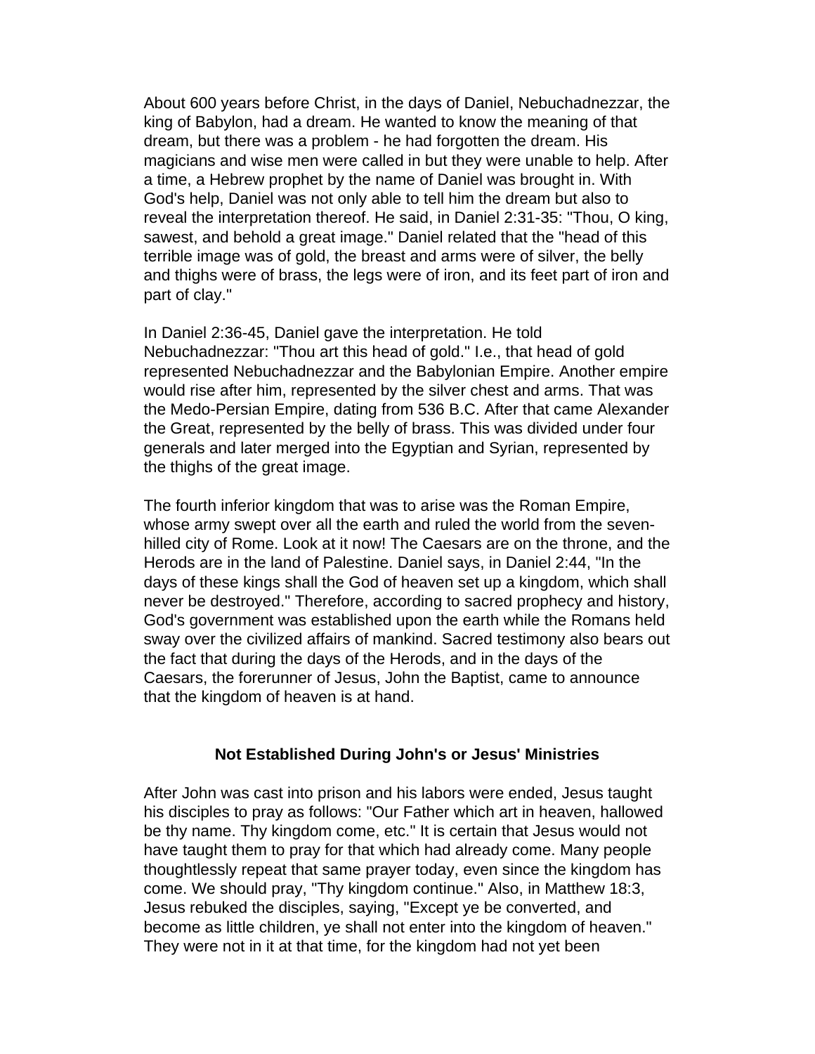About 600 years before Christ, in the days of Daniel, Nebuchadnezzar, the king of Babylon, had a dream. He wanted to know the meaning of that dream, but there was a problem - he had forgotten the dream. His magicians and wise men were called in but they were unable to help. After a time, a Hebrew prophet by the name of Daniel was brought in. With God's help, Daniel was not only able to tell him the dream but also to reveal the interpretation thereof. He said, in Daniel 2:31-35: "Thou, O king, sawest, and behold a great image." Daniel related that the "head of this terrible image was of gold, the breast and arms were of silver, the belly and thighs were of brass, the legs were of iron, and its feet part of iron and part of clay."

In Daniel 2:36-45, Daniel gave the interpretation. He told Nebuchadnezzar: "Thou art this head of gold." I.e., that head of gold represented Nebuchadnezzar and the Babylonian Empire. Another empire would rise after him, represented by the silver chest and arms. That was the Medo-Persian Empire, dating from 536 B.C. After that came Alexander the Great, represented by the belly of brass. This was divided under four generals and later merged into the Egyptian and Syrian, represented by the thighs of the great image.

The fourth inferior kingdom that was to arise was the Roman Empire, whose army swept over all the earth and ruled the world from the seven-hilled city of Rome. Look at it now! The Caesars are on the throne, and the Herods are in the land of Palestine. Daniel says, in Daniel 2:44, "In the days of these kings shall the God of heaven set up a kingdom, which shall never be destroyed." Therefore, according to sacred prophecy and history, God's government was established upon the earth while the Romans held sway over the civilized affairs of mankind. Sacred testimony also bears out the fact that during the days of the Herods, and in the days of the Caesars, the forerunner of Jesus, John the Baptist, came to announce that the kingdom of heaven is at hand.

### Not Established During John's or Jesus' Ministries

After John was cast into prison and his labors were ended, Jesus taught his disciples to pray as follows: "Our Father which art in heaven, hallowed be thy name. Thy kingdom come, etc." It is certain that Jesus would not have taught them to pray for that which had already come. Many people thoughtlessly repeat that same prayer today, even since the kingdom has come. We should pray, "Thy kingdom continue." Also, in Matthew 18:3, Jesus rebuked the disciples, saying, "Except ye be converted, and become as little children, ye shall not enter into the kingdom of heaven." They were not in it at that time, for the kingdom had not yet been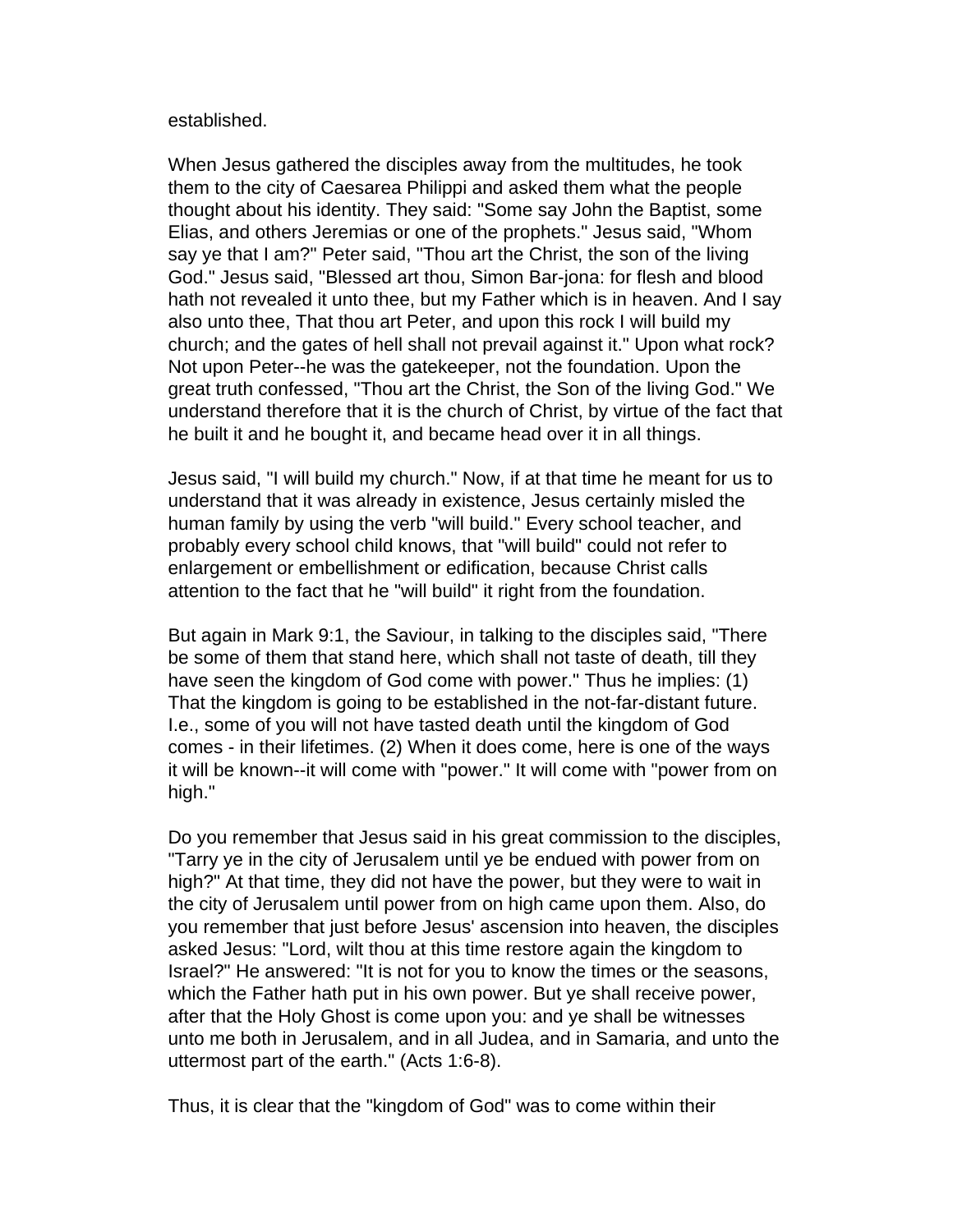established.

When Jesus gathered the disciples away from the multitudes, he took them to the city of Caesarea Philippi and asked them what the people thought about his identity. They said: "Some say John the Baptist, some Elias, and others Jeremias or one of the prophets." Jesus said, "Whom say ye that I am?" Peter said, "Thou art the Christ, the son of the living God." Jesus said, "Blessed art thou, Simon Bar-jona: for flesh and blood hath not revealed it unto thee, but my Father which is in heaven. And I say also unto thee, That thou art Peter, and upon this rock I will build my church; and the gates of hell shall not prevail against it." Upon what rock? Not upon Peter--he was the gatekeeper, not the foundation. Upon the great truth confessed, "Thou art the Christ, the Son of the living God." We understand therefore that it is the church of Christ, by virtue of the fact that he built it and he bought it, and became head over it in all things.

Jesus said, "I will build my church." Now, if at that time he meant for us to understand that it was already in existence, Jesus certainly misled the human family by using the verb "will build." Every school teacher, and probably every school child knows, that "will build" could not refer to enlargement or embellishment or edification, because Christ calls attention to the fact that he "will build" it right from the foundation.

But again in Mark 9:1, the Saviour, in talking to the disciples said, "There be some of them that stand here, which shall not taste of death, till they have seen the kingdom of God come with power." Thus he implies: (1) That the kingdom is going to be established in the not-far-distant future. I.e., some of you will not have tasted death until the kingdom of God comes - in their lifetimes. (2) When it does come, here is one of the ways it will be known--it will come with "power." It will come with "power from on high."

Do you remember that Jesus said in his great commission to the disciples, "Tarry ye in the city of Jerusalem until ye be endued with power from on high?" At that time, they did not have the power, but they were to wait in the city of Jerusalem until power from on high came upon them. Also, do you remember that just before Jesus' ascension into heaven, the disciples asked Jesus: "Lord, wilt thou at this time restore again the kingdom to Israel?" He answered: "It is not for you to know the times or the seasons, which the Father hath put in his own power. But ye shall receive power, after that the Holy Ghost is come upon you: and ye shall be witnesses unto me both in Jerusalem, and in all Judea, and in Samaria, and unto the uttermost part of the earth." (Acts 1:6-8).

Thus, it is clear that the "kingdom of God" was to come within their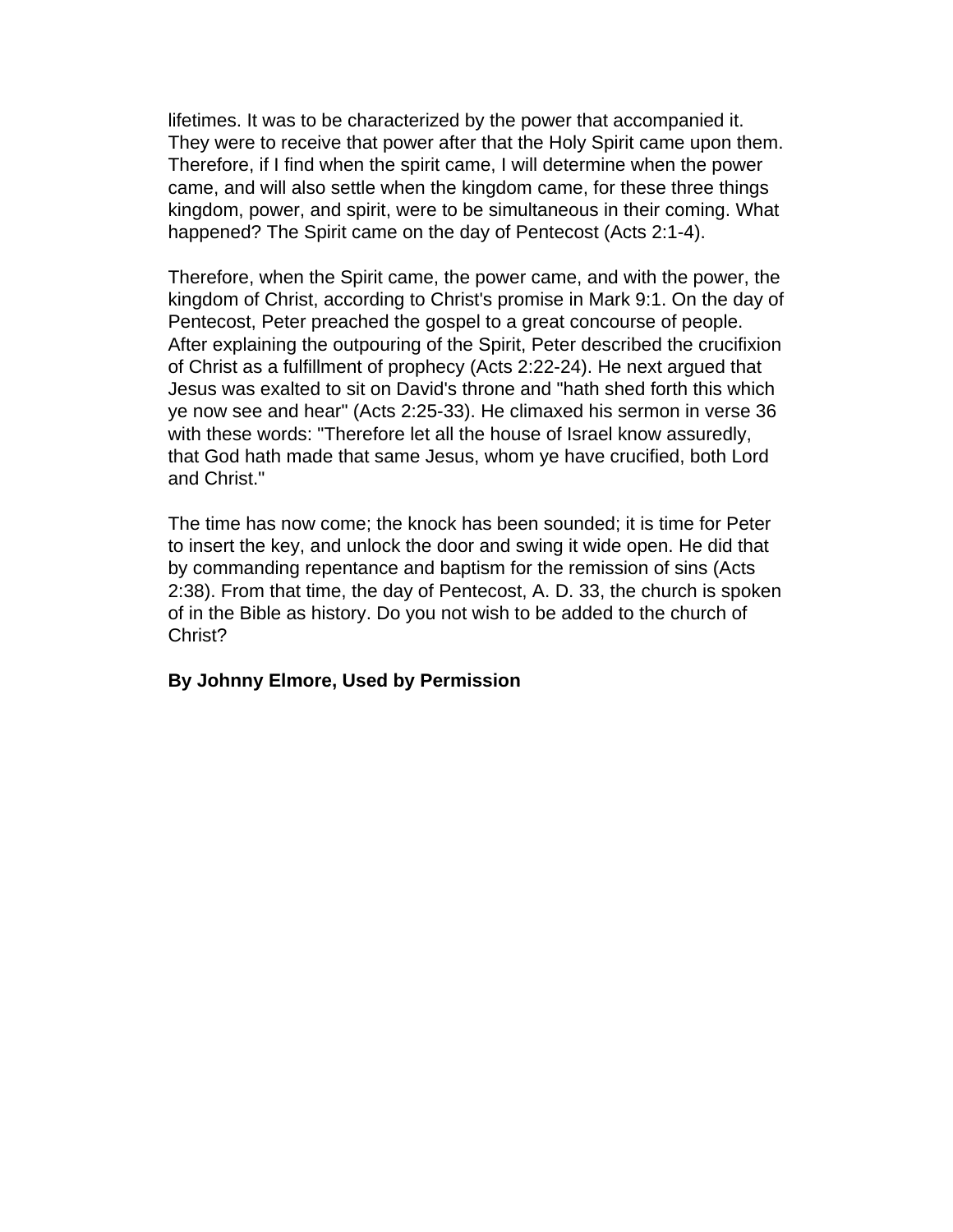lifetimes. It was to be characterized by the power that accompanied it. They were to receive that power after that the Holy Spirit came upon them. Therefore, if I find when the spirit came, I will determine when the power came, and will also settle when the kingdom came, for these three things kingdom, power, and spirit, were to be simultaneous in their coming. What happened? The Spirit came on the day of Pentecost (Acts 2:1-4).

Therefore, when the Spirit came, the power came, and with the power, the kingdom of Christ, according to Christ's promise in Mark 9:1. On the day of Pentecost, Peter preached the gospel to a great concourse of people. After explaining the outpouring of the Spirit, Peter described the crucifixion of Christ as a fulfillment of prophecy (Acts 2:22-24). He next argued that Jesus was exalted to sit on David's throne and "hath shed forth this which ye now see and hear" (Acts 2:25-33). He climaxed his sermon in verse 36 with these words: "Therefore let all the house of Israel know assuredly, that God hath made that same Jesus, whom ye have crucified, both Lord and Christ."

The time has now come; the knock has been sounded; it is time for Peter to insert the key, and unlock the door and swing it wide open. He did that by commanding repentance and baptism for the remission of sins (Acts 2:38). From that time, the day of Pentecost, A. D. 33, the church is spoken of in the Bible as history. Do you not wish to be added to the church of Christ?

**By Johnny Elmore, Used by Permission**